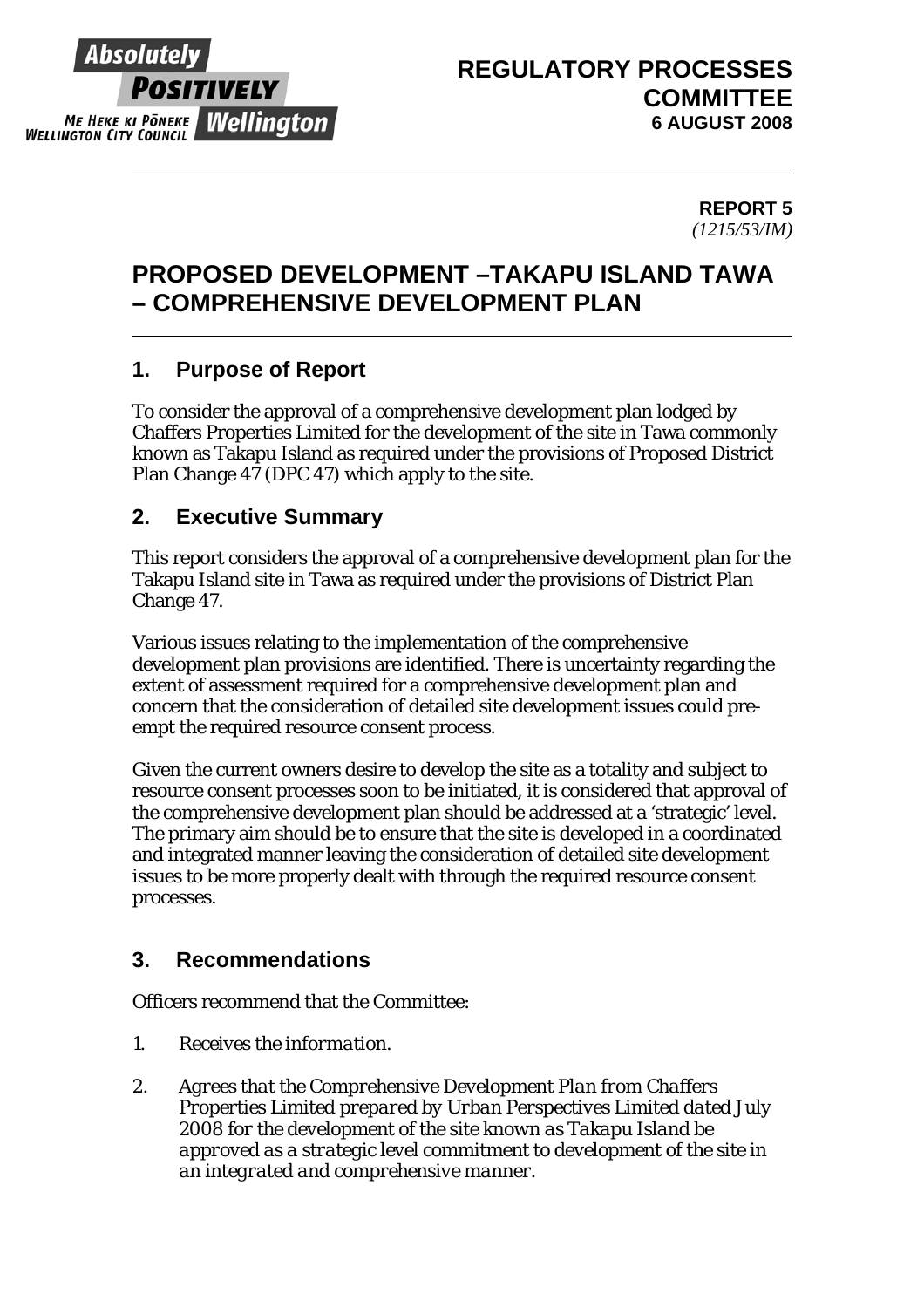**REGULATORY PROCESSES COMMITTEE**
**6 AUGUST 2008**

**REPORT 5**
*(1215/53/IM)*

# PROPOSED DEVELOPMENT –TAKAPU ISLAND TAWA – COMPREHENSIVE DEVELOPMENT PLAN

## 1. Purpose of Report

To consider the approval of a comprehensive development plan lodged by Chaffers Properties Limited for the development of the site in Tawa commonly known as Takapu Island as required under the provisions of Proposed District Plan Change 47 (DPC 47) which apply to the site.

## 2. Executive Summary

This report considers the approval of a comprehensive development plan for the Takapu Island site in Tawa as required under the provisions of District Plan Change 47.

Various issues relating to the implementation of the comprehensive development plan provisions are identified. There is uncertainty regarding the extent of assessment required for a comprehensive development plan and concern that the consideration of detailed site development issues could pre-empt the required resource consent process.

Given the current owners desire to develop the site as a totality and subject to resource consent processes soon to be initiated, it is considered that approval of the comprehensive development plan should be addressed at a 'strategic' level. The primary aim should be to ensure that the site is developed in a coordinated and integrated manner leaving the consideration of detailed site development issues to be more properly dealt with through the required resource consent processes.

## 3. Recommendations

Officers recommend that the Committee:

1. *Receives the information.*
2. *Agrees that the Comprehensive Development Plan from Chaffers Properties Limited prepared by Urban Perspectives Limited dated July 2008 for the development of the site known as Takapu Island be approved as a strategic level commitment to development of the site in an integrated and comprehensive manner.*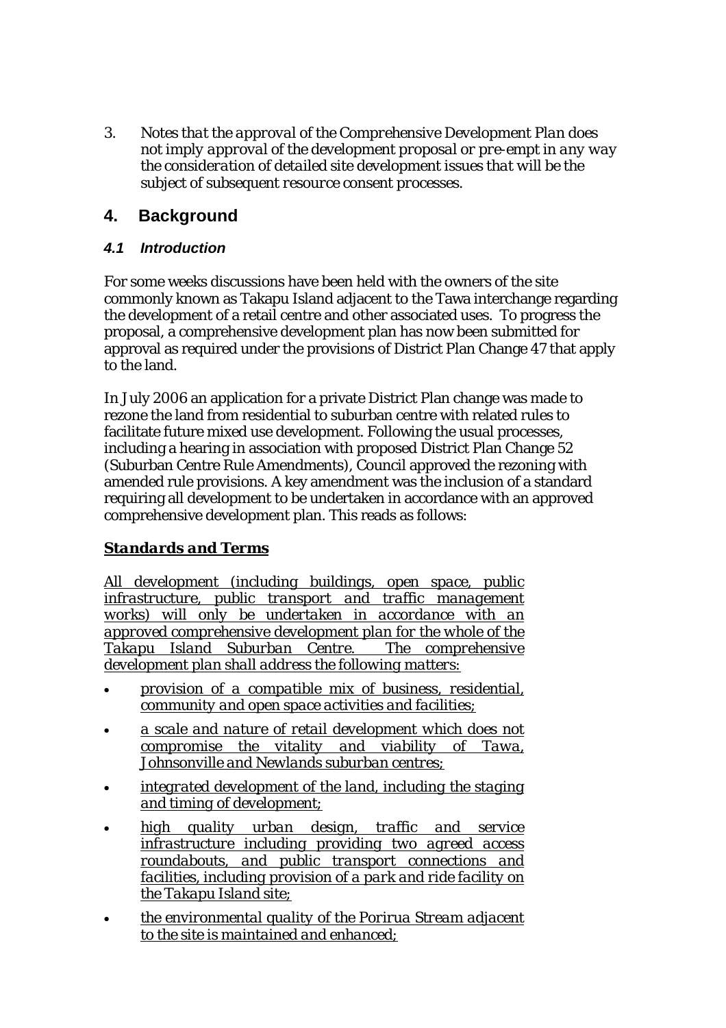3. *Notes that the approval of the Comprehensive Development Plan does not imply approval of the development proposal or pre-empt in any way the consideration of detailed site development issues that will be the subject of subsequent resource consent processes.*

## 4. Background

### *4.1 Introduction*

For some weeks discussions have been held with the owners of the site commonly known as Takapu Island adjacent to the Tawa interchange regarding the development of a retail centre and other associated uses. To progress the proposal, a comprehensive development plan has now been submitted for approval as required under the provisions of District Plan Change 47 that apply to the land.

In July 2006 an application for a private District Plan change was made to rezone the land from residential to suburban centre with related rules to facilitate future mixed use development. Following the usual processes, including a hearing in association with proposed District Plan Change 52 (Suburban Centre Rule Amendments), Council approved the rezoning with amended rule provisions. A key amendment was the inclusion of a standard requiring all development to be undertaken in accordance with an approved comprehensive development plan. This reads as follows:

***Standards and Terms***

*All development (including buildings, open space, public infrastructure, public transport and traffic management works) will only be undertaken in accordance with an approved comprehensive development plan for the whole of the Takapu Island Suburban Centre. The comprehensive development plan shall address the following matters:*

- *provision of a compatible mix of business, residential, community and open space activities and facilities;*
- *a scale and nature of retail development which does not compromise the vitality and viability of Tawa, Johnsonville and Newlands suburban centres;*
- *integrated development of the land, including the staging and timing of development;*
- *high quality urban design, traffic and service infrastructure including providing two agreed access roundabouts, and public transport connections and facilities, including provision of a park and ride facility on the Takapu Island site;*
- *the environmental quality of the Porirua Stream adjacent to the site is maintained and enhanced;*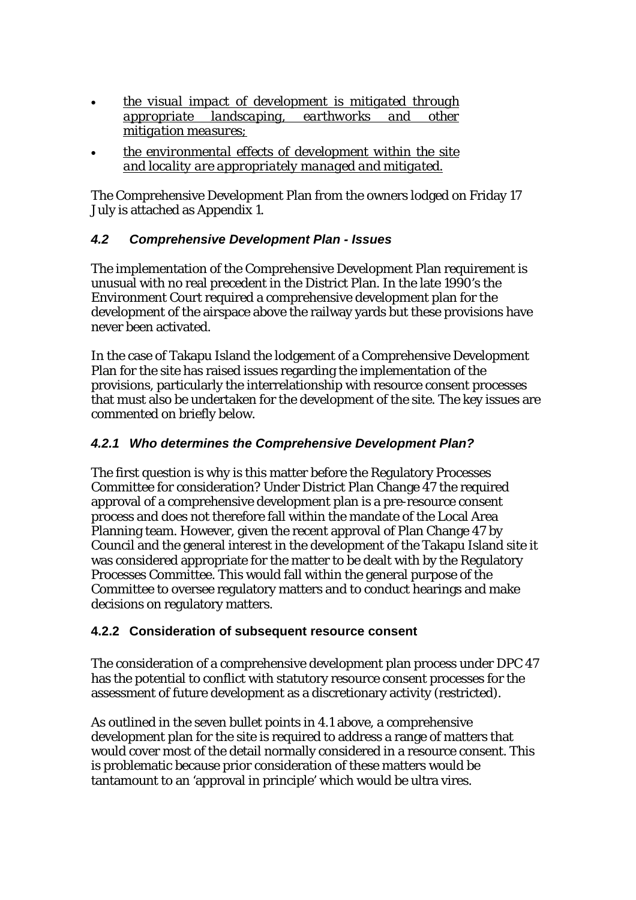- *the visual impact of development is mitigated through appropriate landscaping, earthworks and other mitigation measures;*
- *the environmental effects of development within the site and locality are appropriately managed and mitigated.*

The Comprehensive Development Plan from the owners lodged on Friday 17 July is attached as Appendix 1.

### *4.2 Comprehensive Development Plan - Issues*

The implementation of the Comprehensive Development Plan requirement is unusual with no real precedent in the District Plan. In the late 1990's the Environment Court required a comprehensive development plan for the development of the airspace above the railway yards but these provisions have never been activated.

In the case of Takapu Island the lodgement of a Comprehensive Development Plan for the site has raised issues regarding the implementation of the provisions, particularly the interrelationship with resource consent processes that must also be undertaken for the development of the site. The key issues are commented on briefly below.

#### *4.2.1 Who determines the Comprehensive Development Plan?*

The first question is why is this matter before the Regulatory Processes Committee for consideration? Under District Plan Change 47 the required approval of a comprehensive development plan is a pre-resource consent process and does not therefore fall within the mandate of the Local Area Planning team. However, given the recent approval of Plan Change 47 by Council and the general interest in the development of the Takapu Island site it was considered appropriate for the matter to be dealt with by the Regulatory Processes Committee. This would fall within the general purpose of the Committee to oversee regulatory matters and to conduct hearings and make decisions on regulatory matters.

#### 4.2.2 Consideration of subsequent resource consent

The consideration of a comprehensive development plan process under DPC 47 has the potential to conflict with statutory resource consent processes for the assessment of future development as a discretionary activity (restricted).

As outlined in the seven bullet points in 4.1 above, a comprehensive development plan for the site is required to address a range of matters that would cover most of the detail normally considered in a resource consent. This is problematic because prior consideration of these matters would be tantamount to an 'approval in principle' which would be ultra vires.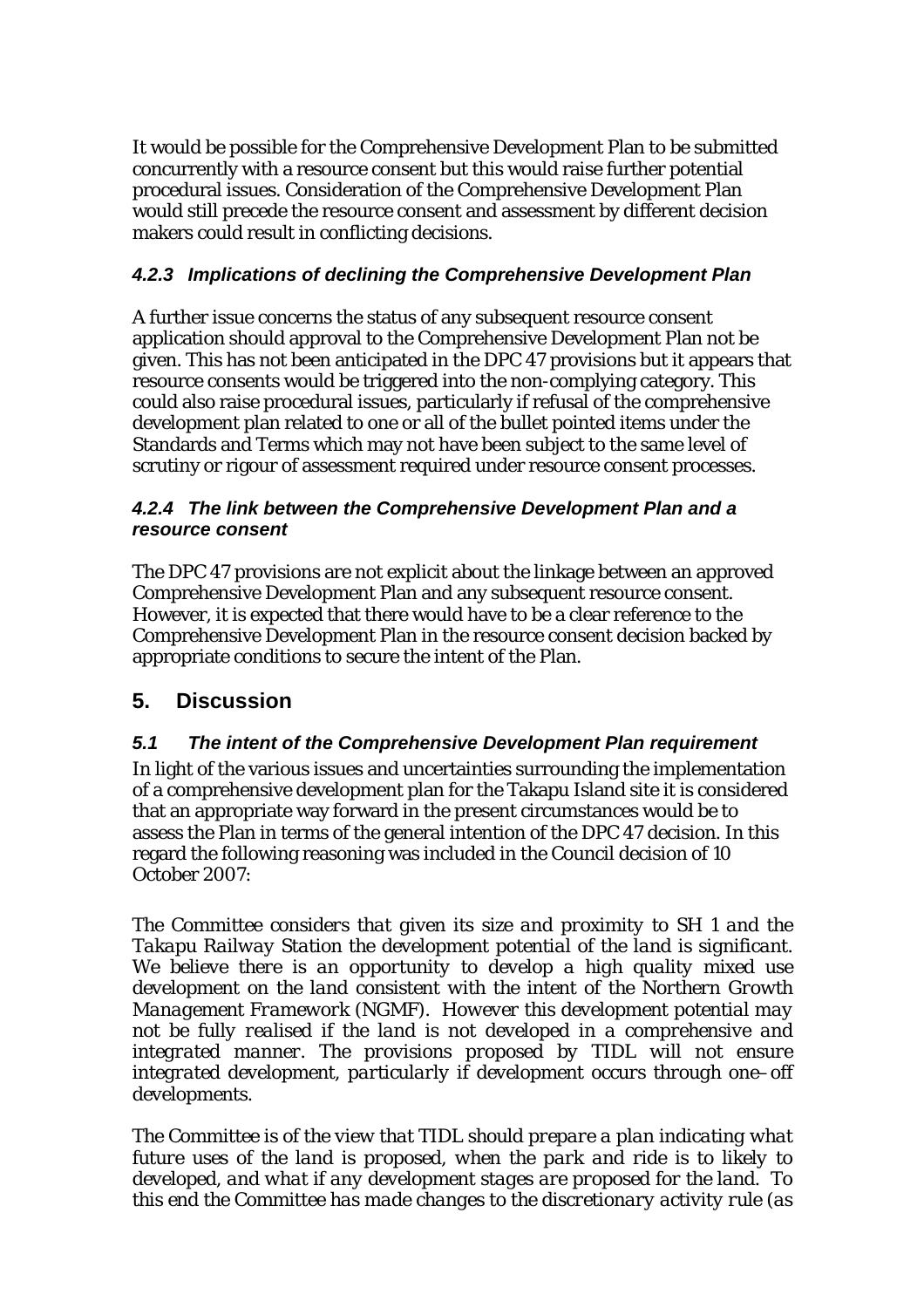It would be possible for the Comprehensive Development Plan to be submitted concurrently with a resource consent but this would raise further potential procedural issues. Consideration of the Comprehensive Development Plan would still precede the resource consent and assessment by different decision makers could result in conflicting decisions.

#### *4.2.3 Implications of declining the Comprehensive Development Plan*

A further issue concerns the status of any subsequent resource consent application should approval to the Comprehensive Development Plan not be given. This has not been anticipated in the DPC 47 provisions but it appears that resource consents would be triggered into the non-complying category. This could also raise procedural issues, particularly if refusal of the comprehensive development plan related to one or all of the bullet pointed items under the Standards and Terms which may not have been subject to the same level of scrutiny or rigour of assessment required under resource consent processes.

#### *4.2.4 The link between the Comprehensive Development Plan and a resource consent*

The DPC 47 provisions are not explicit about the linkage between an approved Comprehensive Development Plan and any subsequent resource consent. However, it is expected that there would have to be a clear reference to the Comprehensive Development Plan in the resource consent decision backed by appropriate conditions to secure the intent of the Plan.

## 5. Discussion

### *5.1 The intent of the Comprehensive Development Plan requirement*

In light of the various issues and uncertainties surrounding the implementation of a comprehensive development plan for the Takapu Island site it is considered that an appropriate way forward in the present circumstances would be to assess the Plan in terms of the general intention of the DPC 47 decision. In this regard the following reasoning was included in the Council decision of 10 October 2007:

*The Committee considers that given its size and proximity to SH 1 and the Takapu Railway Station the development potential of the land is significant. We believe there is an opportunity to develop a high quality mixed use development on the land consistent with the intent of the Northern Growth Management Framework (NGMF). However this development potential may not be fully realised if the land is not developed in a comprehensive and integrated manner. The provisions proposed by TIDL will not ensure integrated development, particularly if development occurs through one–off developments.*

*The Committee is of the view that TIDL should prepare a plan indicating what future uses of the land is proposed, when the park and ride is to likely to developed, and what if any development stages are proposed for the land. To this end the Committee has made changes to the discretionary activity rule (as*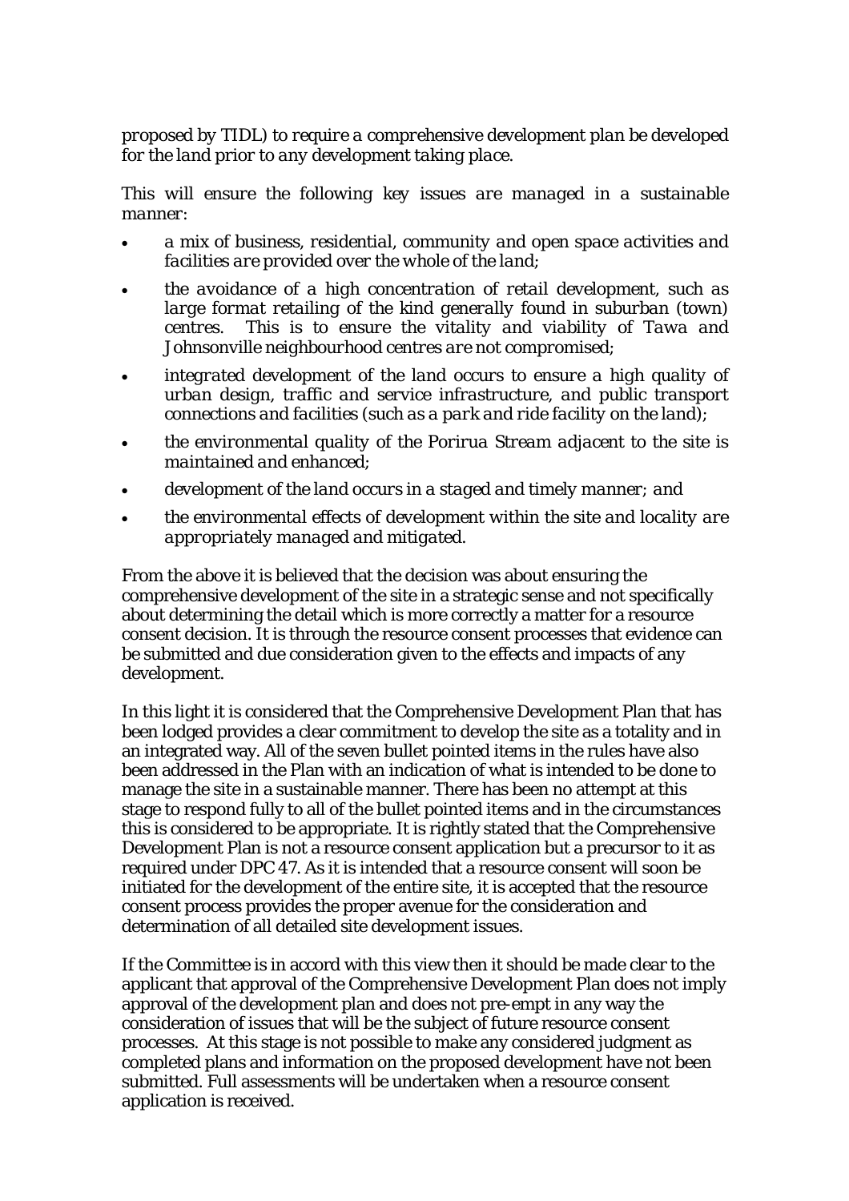*proposed by TIDL) to require a comprehensive development plan be developed for the land prior to any development taking place.*

*This will ensure the following key issues are managed in a sustainable manner:*

- *a mix of business, residential, community and open space activities and facilities are provided over the whole of the land;*
- *the avoidance of a high concentration of retail development, such as large format retailing of the kind generally found in suburban (town) centres. This is to ensure the vitality and viability of Tawa and Johnsonville neighbourhood centres are not compromised;*
- *integrated development of the land occurs to ensure a high quality of urban design, traffic and service infrastructure, and public transport connections and facilities (such as a park and ride facility on the land);*
- *the environmental quality of the Porirua Stream adjacent to the site is maintained and enhanced;*
- *development of the land occurs in a staged and timely manner; and*
- *the environmental effects of development within the site and locality are appropriately managed and mitigated.*

From the above it is believed that the decision was about ensuring the comprehensive development of the site in a strategic sense and not specifically about determining the detail which is more correctly a matter for a resource consent decision. It is through the resource consent processes that evidence can be submitted and due consideration given to the effects and impacts of any development.

In this light it is considered that the Comprehensive Development Plan that has been lodged provides a clear commitment to develop the site as a totality and in an integrated way. All of the seven bullet pointed items in the rules have also been addressed in the Plan with an indication of what is intended to be done to manage the site in a sustainable manner. There has been no attempt at this stage to respond fully to all of the bullet pointed items and in the circumstances this is considered to be appropriate. It is rightly stated that the Comprehensive Development Plan is not a resource consent application but a precursor to it as required under DPC 47. As it is intended that a resource consent will soon be initiated for the development of the entire site, it is accepted that the resource consent process provides the proper avenue for the consideration and determination of all detailed site development issues.

If the Committee is in accord with this view then it should be made clear to the applicant that approval of the Comprehensive Development Plan does not imply approval of the development plan and does not pre-empt in any way the consideration of issues that will be the subject of future resource consent processes. At this stage is not possible to make any considered judgment as completed plans and information on the proposed development have not been submitted. Full assessments will be undertaken when a resource consent application is received.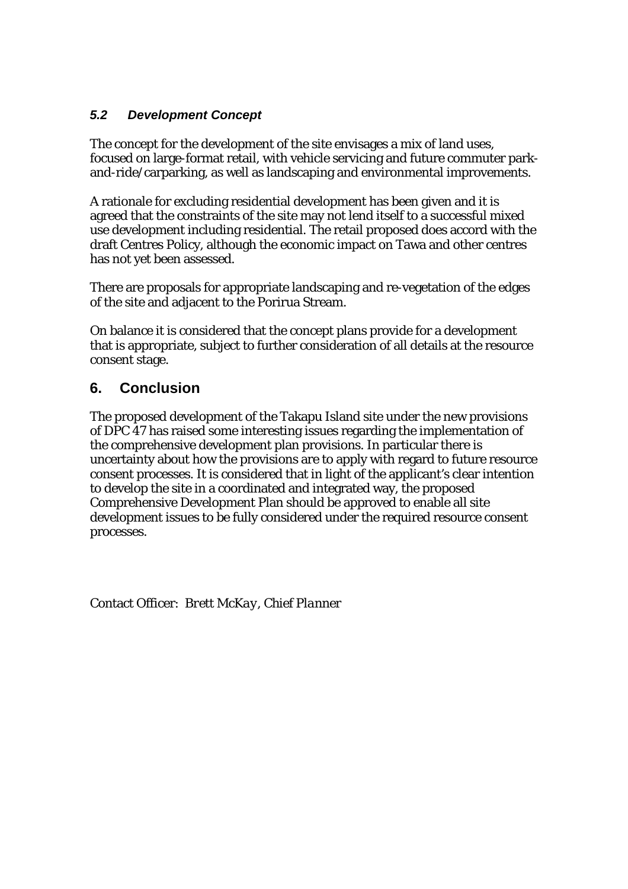### *5.2 Development Concept*

The concept for the development of the site envisages a mix of land uses, focused on large-format retail, with vehicle servicing and future commuter park-and-ride/carparking, as well as landscaping and environmental improvements.

A rationale for excluding residential development has been given and it is agreed that the constraints of the site may not lend itself to a successful mixed use development including residential. The retail proposed does accord with the draft Centres Policy, although the economic impact on Tawa and other centres has not yet been assessed.

There are proposals for appropriate landscaping and re-vegetation of the edges of the site and adjacent to the Porirua Stream.

On balance it is considered that the concept plans provide for a development that is appropriate, subject to further consideration of all details at the resource consent stage.

## 6. Conclusion

The proposed development of the Takapu Island site under the new provisions of DPC 47 has raised some interesting issues regarding the implementation of the comprehensive development plan provisions. In particular there is uncertainty about how the provisions are to apply with regard to future resource consent processes. It is considered that in light of the applicant's clear intention to develop the site in a coordinated and integrated way, the proposed Comprehensive Development Plan should be approved to enable all site development issues to be fully considered under the required resource consent processes.

Contact Officer: *Brett McKay, Chief Planner*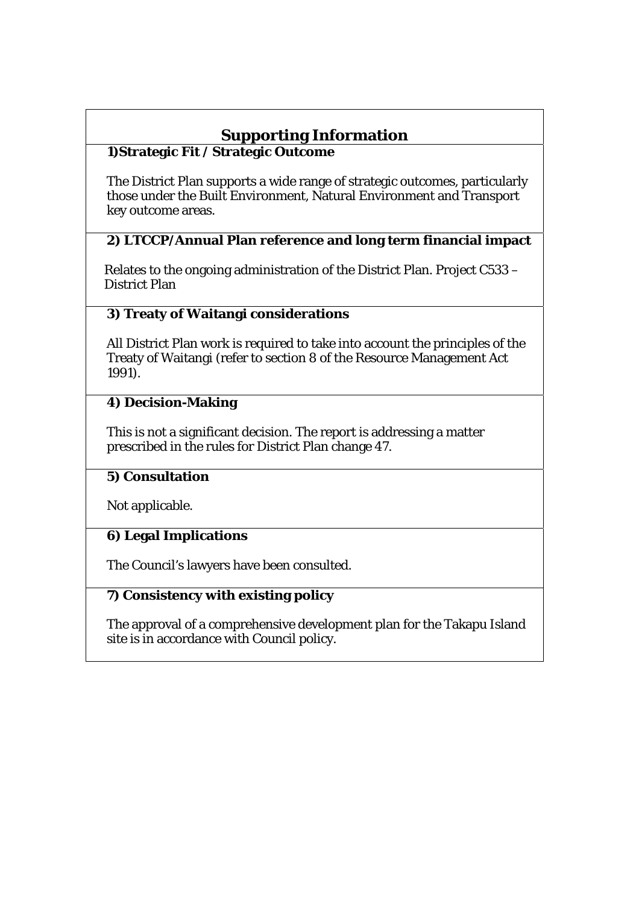## Supporting Information

**1) Strategic Fit / Strategic Outcome**

The District Plan supports a wide range of strategic outcomes, particularly those under the Built Environment, Natural Environment and Transport key outcome areas.

**2) LTCCP/Annual Plan reference and long term financial impact**

Relates to the ongoing administration of the District Plan. Project C533 – District Plan

**3) Treaty of Waitangi considerations**

All District Plan work is required to take into account the principles of the Treaty of Waitangi (refer to section 8 of the Resource Management Act 1991).

**4) Decision-Making**

This is not a significant decision. The report is addressing a matter prescribed in the rules for District Plan change 47.

**5) Consultation**

Not applicable.

**6) Legal Implications**

The Council's lawyers have been consulted.

**7) Consistency with existing policy**

The approval of a comprehensive development plan for the Takapu Island site is in accordance with Council policy.